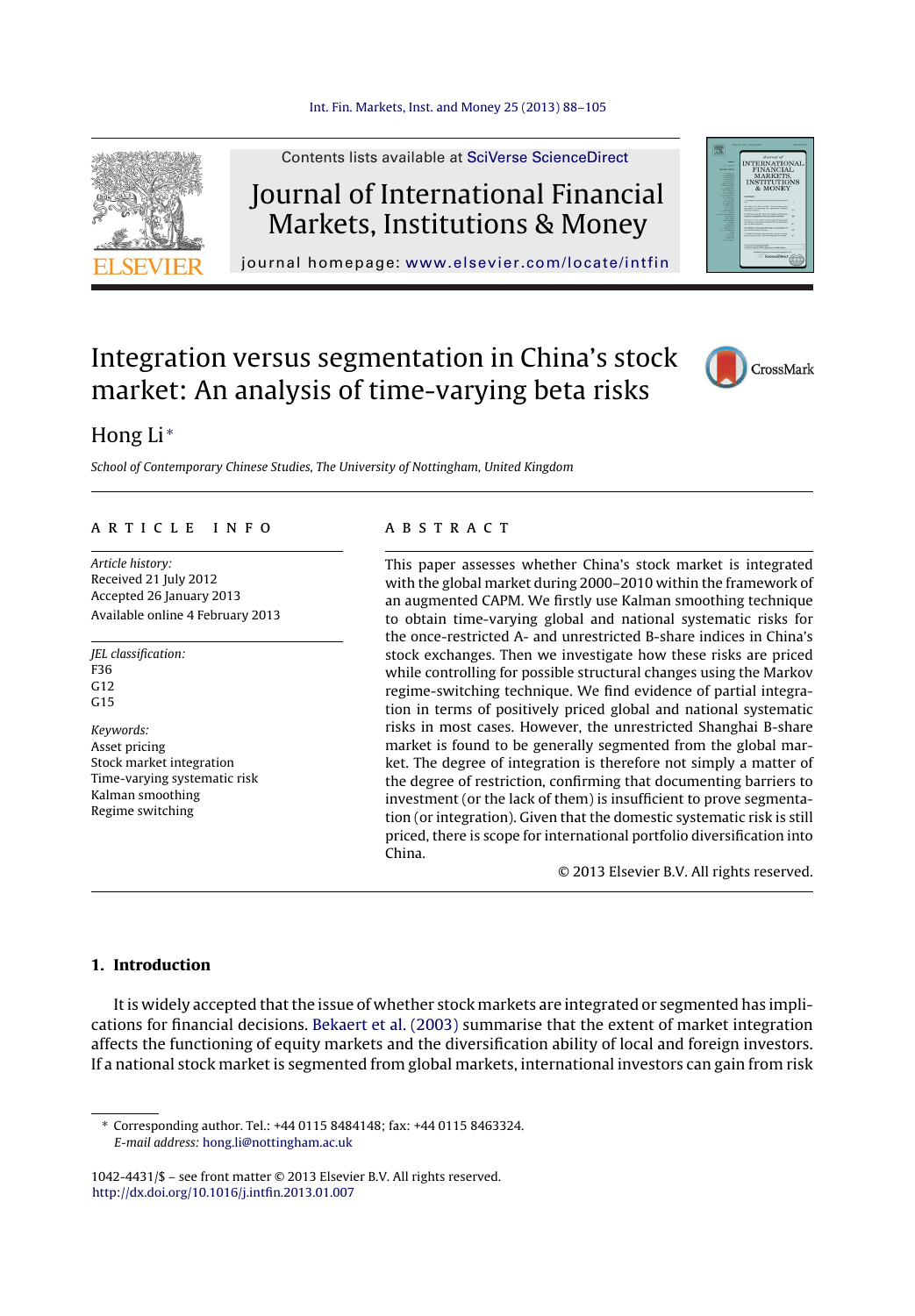# Integration versus segmentation in China's stock market: An analysis of time-varying beta risks

Hong Li*

*School of Contemporary Chinese Studies, The University of Nottingham, United Kingdom*

---

A R T I C L E   I N F O

*Article history:*
Received 21 July 2012
Accepted 26 January 2013
Available online 4 February 2013

*JEL classification:*
F36
G12
G15

*Keywords:*
Asset pricing
Stock market integration
Time-varying systematic risk
Kalman smoothing
Regime switching

A B S T R A C T

This paper assesses whether China's stock market is integrated with the global market during 2000–2010 within the framework of an augmented CAPM. We firstly use Kalman smoothing technique to obtain time-varying global and national systematic risks for the once-restricted A- and unrestricted B-share indices in China's stock exchanges. Then we investigate how these risks are priced while controlling for possible structural changes using the Markov regime-switching technique. We find evidence of partial integration in terms of positively priced global and national systematic risks in most cases. However, the unrestricted Shanghai B-share market is found to be generally segmented from the global market. The degree of integration is therefore not simply a matter of the degree of restriction, confirming that documenting barriers to investment (or the lack of them) is insufficient to prove segmentation (or integration). Given that the domestic systematic risk is still priced, there is scope for international portfolio diversification into China.

© 2013 Elsevier B.V. All rights reserved.

---

## 1. Introduction

It is widely accepted that the issue of whether stock markets are integrated or segmented has implications for financial decisions. Bekaert et al. (2003) summarise that the extent of market integration affects the functioning of equity markets and the diversification ability of local and foreign investors. If a national stock market is segmented from global markets, international investors can gain from risk

---

* Corresponding author. Tel.: +44 0115 8484148; fax: +44 0115 8463324.
*E-mail address:* hong.li@nottingham.ac.uk

1042-4431/$ – see front matter © 2013 Elsevier B.V. All rights reserved.
http://dx.doi.org/10.1016/j.intfin.2013.01.007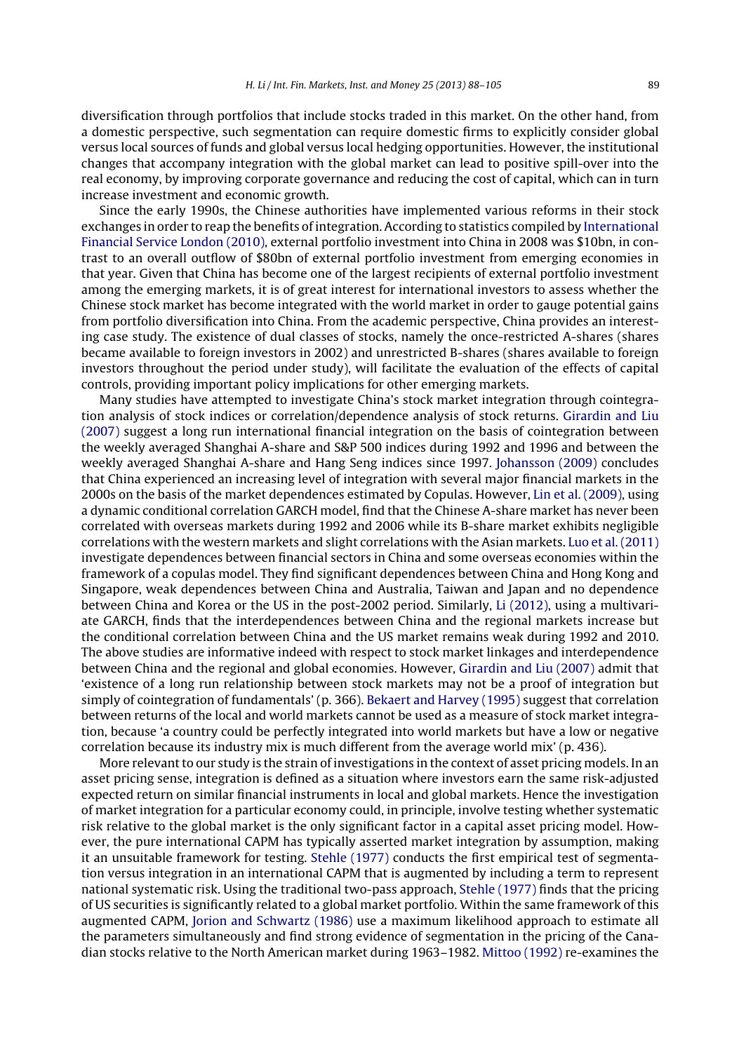diversification through portfolios that include stocks traded in this market. On the other hand, from a domestic perspective, such segmentation can require domestic firms to explicitly consider global versus local sources of funds and global versus local hedging opportunities. However, the institutional changes that accompany integration with the global market can lead to positive spill-over into the real economy, by improving corporate governance and reducing the cost of capital, which can in turn increase investment and economic growth.

Since the early 1990s, the Chinese authorities have implemented various reforms in their stock exchanges in order to reap the benefits of integration. According to statistics compiled by International Financial Service London (2010), external portfolio investment into China in 2008 was $10bn, in contrast to an overall outflow of $80bn of external portfolio investment from emerging economies in that year. Given that China has become one of the largest recipients of external portfolio investment among the emerging markets, it is of great interest for international investors to assess whether the Chinese stock market has become integrated with the world market in order to gauge potential gains from portfolio diversification into China. From the academic perspective, China provides an interesting case study. The existence of dual classes of stocks, namely the once-restricted A-shares (shares became available to foreign investors in 2002) and unrestricted B-shares (shares available to foreign investors throughout the period under study), will facilitate the evaluation of the effects of capital controls, providing important policy implications for other emerging markets.

Many studies have attempted to investigate China's stock market integration through cointegration analysis of stock indices or correlation/dependence analysis of stock returns. Girardin and Liu (2007) suggest a long run international financial integration on the basis of cointegration between the weekly averaged Shanghai A-share and S&P 500 indices during 1992 and 1996 and between the weekly averaged Shanghai A-share and Hang Seng indices since 1997. Johansson (2009) concludes that China experienced an increasing level of integration with several major financial markets in the 2000s on the basis of the market dependences estimated by Copulas. However, Lin et al. (2009), using a dynamic conditional correlation GARCH model, find that the Chinese A-share market has never been correlated with overseas markets during 1992 and 2006 while its B-share market exhibits negligible correlations with the western markets and slight correlations with the Asian markets. Luo et al. (2011) investigate dependences between financial sectors in China and some overseas economies within the framework of a copulas model. They find significant dependences between China and Hong Kong and Singapore, weak dependences between China and Australia, Taiwan and Japan and no dependence between China and Korea or the US in the post-2002 period. Similarly, Li (2012), using a multivariate GARCH, finds that the interdependences between China and the regional markets increase but the conditional correlation between China and the US market remains weak during 1992 and 2010. The above studies are informative indeed with respect to stock market linkages and interdependence between China and the regional and global economies. However, Girardin and Liu (2007) admit that 'existence of a long run relationship between stock markets may not be a proof of integration but simply of cointegration of fundamentals' (p. 366). Bekaert and Harvey (1995) suggest that correlation between returns of the local and world markets cannot be used as a measure of stock market integration, because 'a country could be perfectly integrated into world markets but have a low or negative correlation because its industry mix is much different from the average world mix' (p. 436).

More relevant to our study is the strain of investigations in the context of asset pricing models. In an asset pricing sense, integration is defined as a situation where investors earn the same risk-adjusted expected return on similar financial instruments in local and global markets. Hence the investigation of market integration for a particular economy could, in principle, involve testing whether systematic risk relative to the global market is the only significant factor in a capital asset pricing model. However, the pure international CAPM has typically asserted market integration by assumption, making it an unsuitable framework for testing. Stehle (1977) conducts the first empirical test of segmentation versus integration in an international CAPM that is augmented by including a term to represent national systematic risk. Using the traditional two-pass approach, Stehle (1977) finds that the pricing of US securities is significantly related to a global market portfolio. Within the same framework of this augmented CAPM, Jorion and Schwartz (1986) use a maximum likelihood approach to estimate all the parameters simultaneously and find strong evidence of segmentation in the pricing of the Canadian stocks relative to the North American market during 1963–1982. Mittoo (1992) re-examines the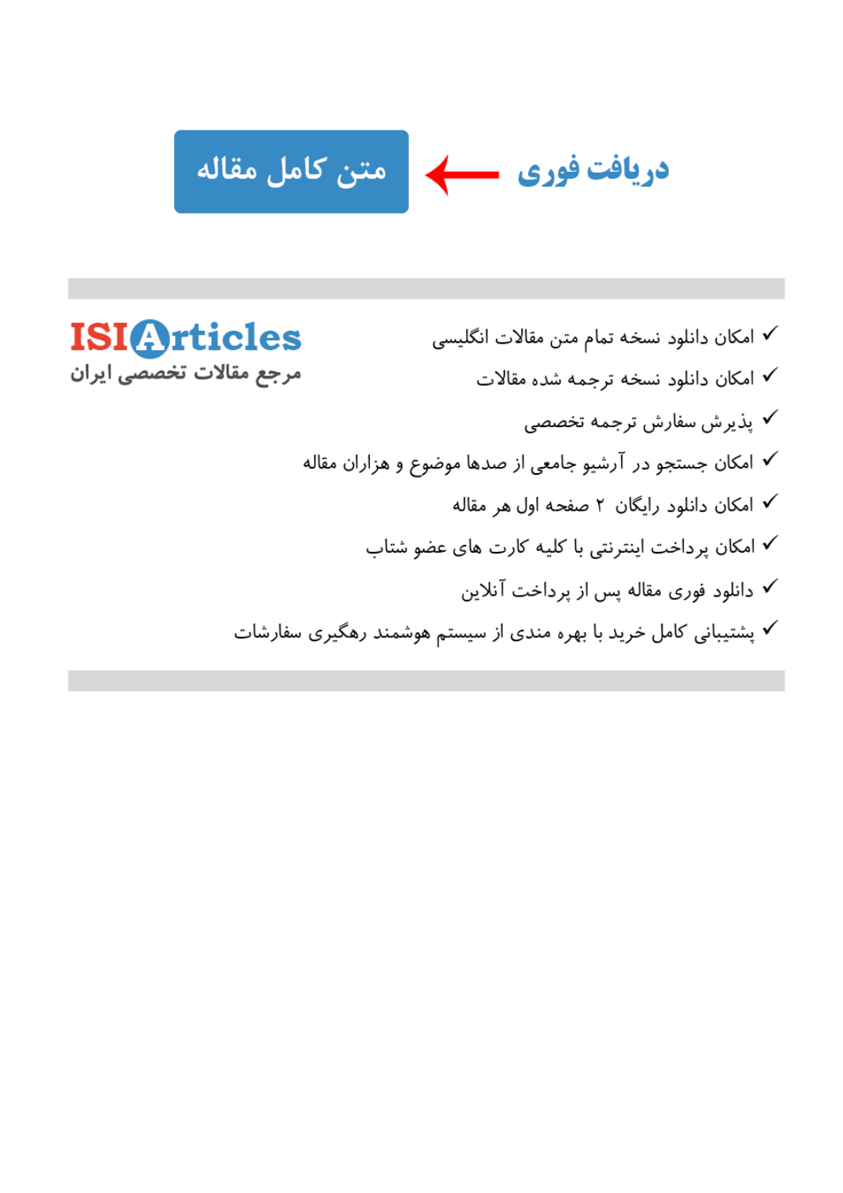دریافت فوری ← متن کامل مقاله

**ISIArticles**

مرجع مقالات تخصصی ایران

- ✓ امکان دانلود نسخه تمام متن مقالات انگلیسی
- ✓ امکان دانلود نسخه ترجمه شده مقالات
- ✓ پذیرش سفارش ترجمه تخصصی
- ✓ امکان جستجو در آرشیو جامعی از صدها موضوع و هزاران مقاله
- ✓ امکان دانلود رایگان ۲ صفحه اول هر مقاله
- ✓ امکان پرداخت اینترنتی با کلیه کارت های عضو شتاب
- ✓ دانلود فوری مقاله پس از پرداخت آنلاین
- ✓ پشتیبانی کامل خرید با بهره مندی از سیستم هوشمند رهگیری سفارشات